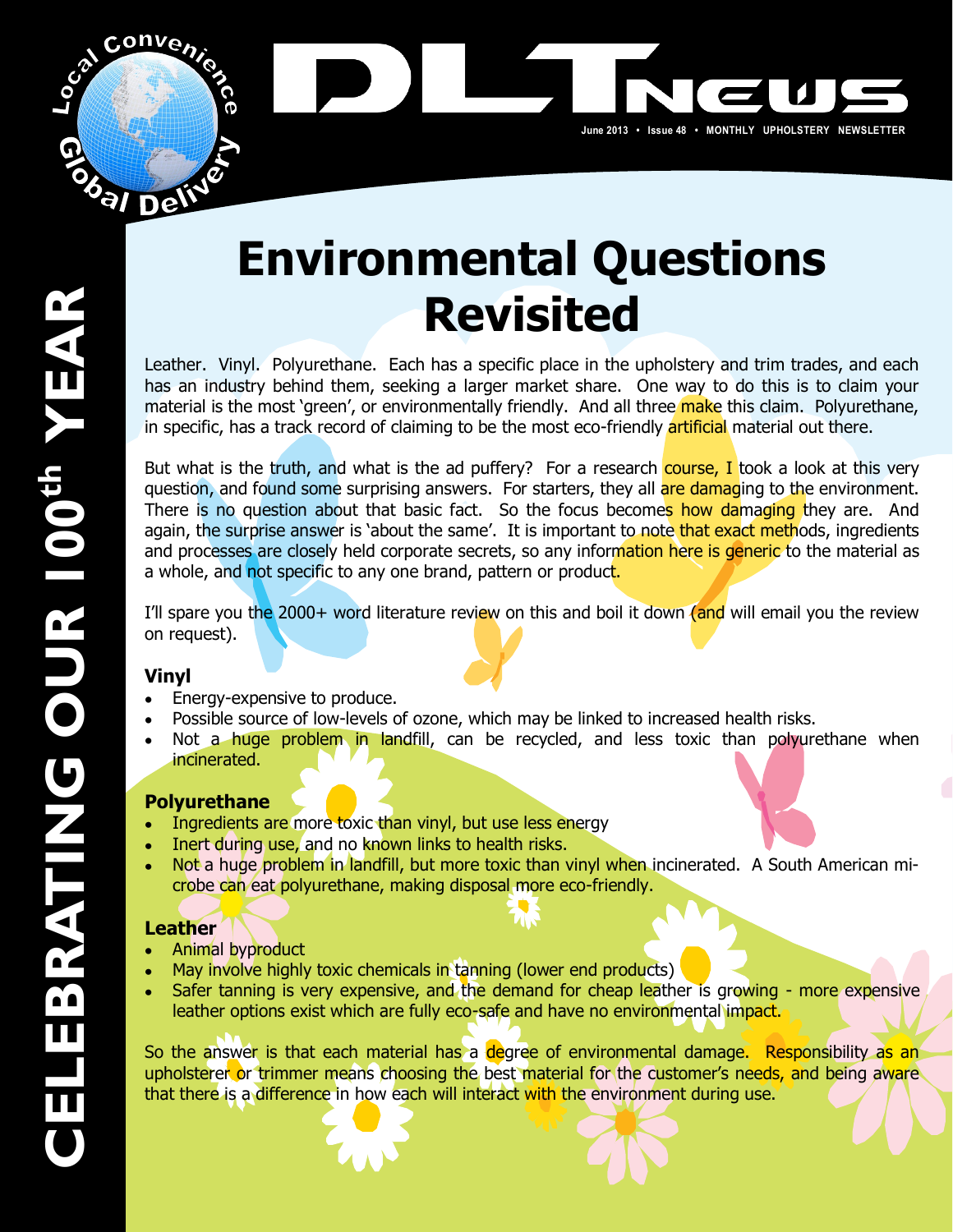# DLT News

June 2013 • Issue 48 • MONTHLY UPHOLSTERY NEWSLETTER

Local Convenience Global Delivery

CELEBRATING OUR 100th YEAR

# Environmental Questions Revisited

Leather. Vinyl. Polyurethane. Each has a specific place in the upholstery and trim trades, and each has an industry behind them, seeking a larger market share. One way to do this is to claim your material is the most 'green', or environmentally friendly. And all three make this claim. Polyurethane, in specific, has a track record of claiming to be the most eco-friendly artificial material out there.

But what is the truth, and what is the ad puffery? For a research course, I took a look at this very question, and found some surprising answers. For starters, they all are damaging to the environment. There is no question about that basic fact. So the focus becomes how damaging they are. And again, the surprise answer is 'about the same'. It is important to note that exact methods, ingredients and processes are closely held corporate secrets, so any information here is generic to the material as a whole, and not specific to any one brand, pattern or product.

I'll spare you the 2000+ word literature review on this and boil it down (and will email you the review on request).

### Vinyl

- Energy-expensive to produce.
- Possible source of low-levels of ozone, which may be linked to increased health risks.
- Not a huge problem in landfill, can be recycled, and less toxic than polyurethane when incinerated.

### Polyurethane

- Ingredients are more toxic than vinyl, but use less energy
- Inert during use, and no known links to health risks.
- Not a huge problem in landfill, but more toxic than vinyl when incinerated. A South American microbe can eat polyurethane, making disposal more eco-friendly.

### Leather

- Animal byproduct
- May involve highly toxic chemicals in tanning (lower end products)
- Safer tanning is very expensive, and the demand for cheap leather is growing - more expensive leather options exist which are fully eco-safe and have no environmental impact.

So the answer is that each material has a degree of environmental damage. Responsibility as an upholsterer or trimmer means choosing the best material for the customer's needs, and being aware that there is a difference in how each will interact with the environment during use.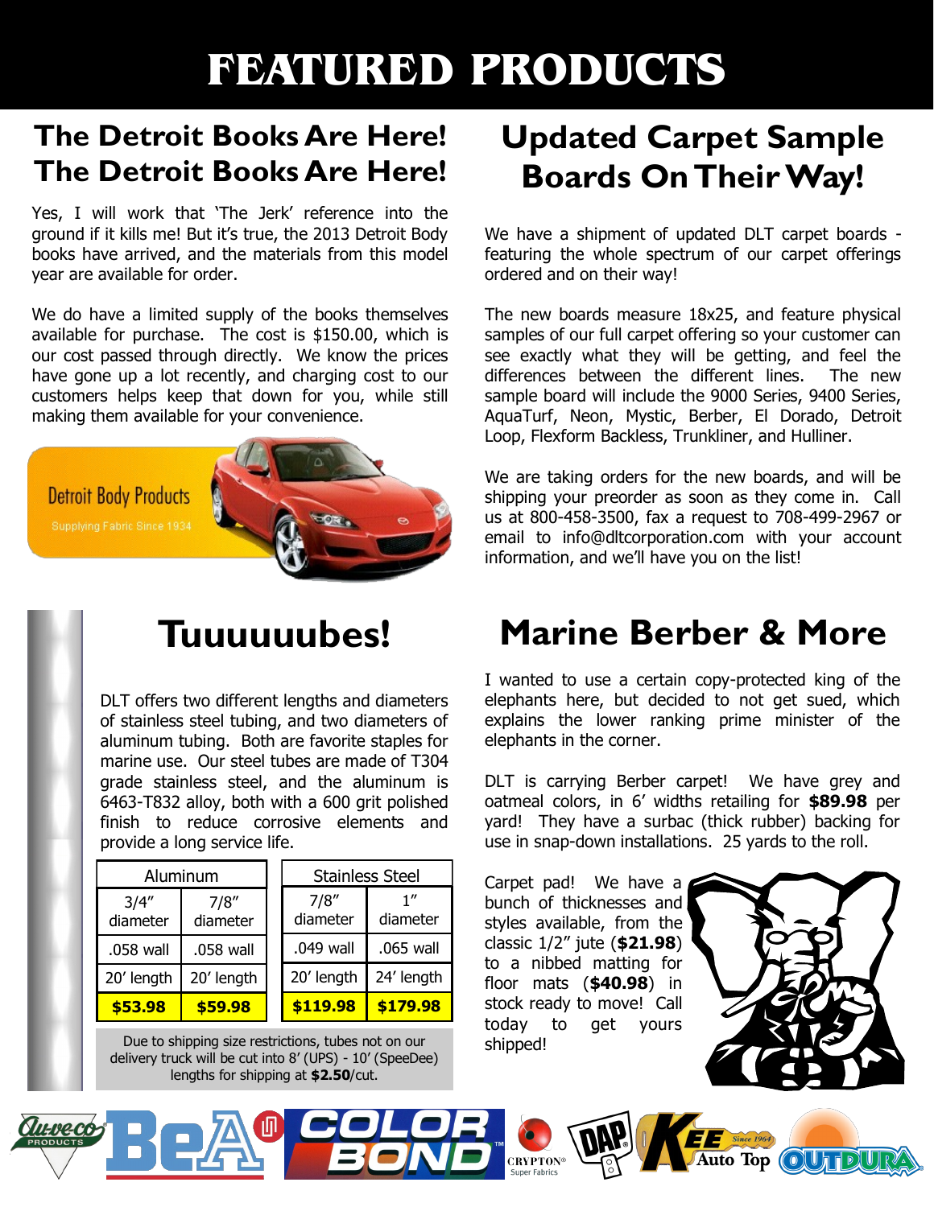# FEATURED PRODUCTS

## The Detroit Books Are Here! The Detroit Books Are Here!

Yes, I will work that 'The Jerk' reference into the ground if it kills me! But it's true, the 2013 Detroit Body books have arrived, and the materials from this model year are available for order.

We do have a limited supply of the books themselves available for purchase. The cost is $150.00, which is our cost passed through directly. We know the prices have gone up a lot recently, and charging cost to our customers helps keep that down for you, while still making them available for your convenience.

Detroit Body Products
Supplying Fabric Since 1934

## Updated Carpet Sample Boards On Their Way!

We have a shipment of updated DLT carpet boards - featuring the whole spectrum of our carpet offerings ordered and on their way!

The new boards measure 18x25, and feature physical samples of our full carpet offering so your customer can see exactly what they will be getting, and feel the differences between the different lines. The new sample board will include the 9000 Series, 9400 Series, AquaTurf, Neon, Mystic, Berber, El Dorado, Detroit Loop, Flexform Backless, Trunkliner, and Hulliner.

We are taking orders for the new boards, and will be shipping your preorder as soon as they come in. Call us at 800-458-3500, fax a request to 708-499-2967 or email to info@dltcorporation.com with your account information, and we'll have you on the list!

## Tuuuuuubes!

DLT offers two different lengths and diameters of stainless steel tubing, and two diameters of aluminum tubing. Both are favorite staples for marine use. Our steel tubes are made of T304 grade stainless steel, and the aluminum is 6463-T832 alloy, both with a 600 grit polished finish to reduce corrosive elements and provide a long service life.

| Aluminum | | Stainless Steel | |
|---|---|---|---|
| 3/4" diameter | 7/8" diameter | 7/8" diameter | 1" diameter |
| .058 wall | .058 wall | .049 wall | .065 wall |
| 20' length | 20' length | 20' length | 24' length |
| **$53.98** | **$59.98** | **$119.98** | **$179.98** |

Due to shipping size restrictions, tubes not on our delivery truck will be cut into 8' (UPS) - 10' (SpeeDee) lengths for shipping at **$2.50**/cut.

## Marine Berber & More

I wanted to use a certain copy-protected king of the elephants here, but decided to not get sued, which explains the lower ranking prime minister of the elephants in the corner.

DLT is carrying Berber carpet! We have grey and oatmeal colors, in 6' widths retailing for **$89.98** per yard! They have a surbac (thick rubber) backing for use in snap-down installations. 25 yards to the roll.

Carpet pad! We have a bunch of thicknesses and styles available, from the classic 1/2" jute (**$21.98**) to a nibbed matting for floor mats (**$40.98**) in stock ready to move! Call today to get yours shipped!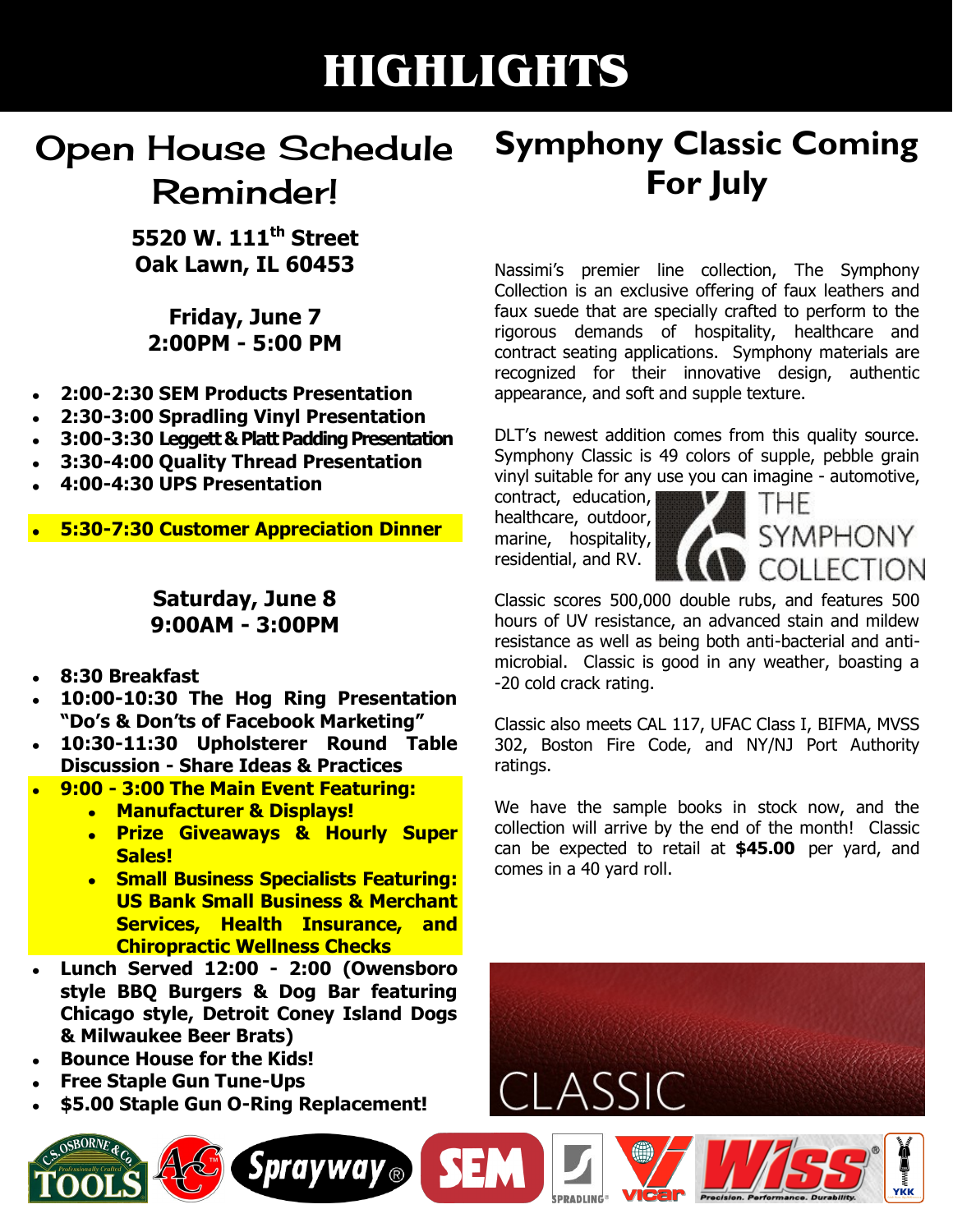# HIGHLIGHTS

## Open House Schedule Reminder!

**5520 W. 111th Street**
**Oak Lawn, IL 60453**

**Friday, June 7**
**2:00PM - 5:00 PM**

- **2:00-2:30 SEM Products Presentation**
- **2:30-3:00 Spradling Vinyl Presentation**
- **3:00-3:30 Leggett & Platt Padding Presentation**
- **3:30-4:00 Quality Thread Presentation**
- **4:00-4:30 UPS Presentation**

- **5:30-7:30 Customer Appreciation Dinner**

**Saturday, June 8**
**9:00AM - 3:00PM**

- **8:30 Breakfast**
- **10:00-10:30 The Hog Ring Presentation "Do's & Don'ts of Facebook Marketing"**
- **10:30-11:30 Upholsterer Round Table Discussion - Share Ideas & Practices**
- **9:00 - 3:00 The Main Event Featuring:**
  - **Manufacturer & Displays!**
  - **Prize Giveaways & Hourly Super Sales!**
  - **Small Business Specialists Featuring: US Bank Small Business & Merchant Services, Health Insurance, and Chiropractic Wellness Checks**
- **Lunch Served 12:00 - 2:00 (Owensboro style BBQ Burgers & Dog Bar featuring Chicago style, Detroit Coney Island Dogs & Milwaukee Beer Brats)**
- **Bounce House for the Kids!**
- **Free Staple Gun Tune-Ups**
- **$5.00 Staple Gun O-Ring Replacement!**

## Symphony Classic Coming For July

Nassimi's premier line collection, The Symphony Collection is an exclusive offering of faux leathers and faux suede that are specially crafted to perform to the rigorous demands of hospitality, healthcare and contract seating applications. Symphony materials are recognized for their innovative design, authentic appearance, and soft and supple texture.

DLT's newest addition comes from this quality source. Symphony Classic is 49 colors of supple, pebble grain vinyl suitable for any use you can imagine - automotive, contract, education, healthcare, outdoor, marine, hospitality, residential, and RV.

Classic scores 500,000 double rubs, and features 500 hours of UV resistance, an advanced stain and mildew resistance as well as being both anti-bacterial and anti-microbial. Classic is good in any weather, boasting a -20 cold crack rating.

Classic also meets CAL 117, UFAC Class I, BIFMA, MVSS 302, Boston Fire Code, and NY/NJ Port Authority ratings.

We have the sample books in stock now, and the collection will arrive by the end of the month! Classic can be expected to retail at **$45.00** per yard, and comes in a 40 yard roll.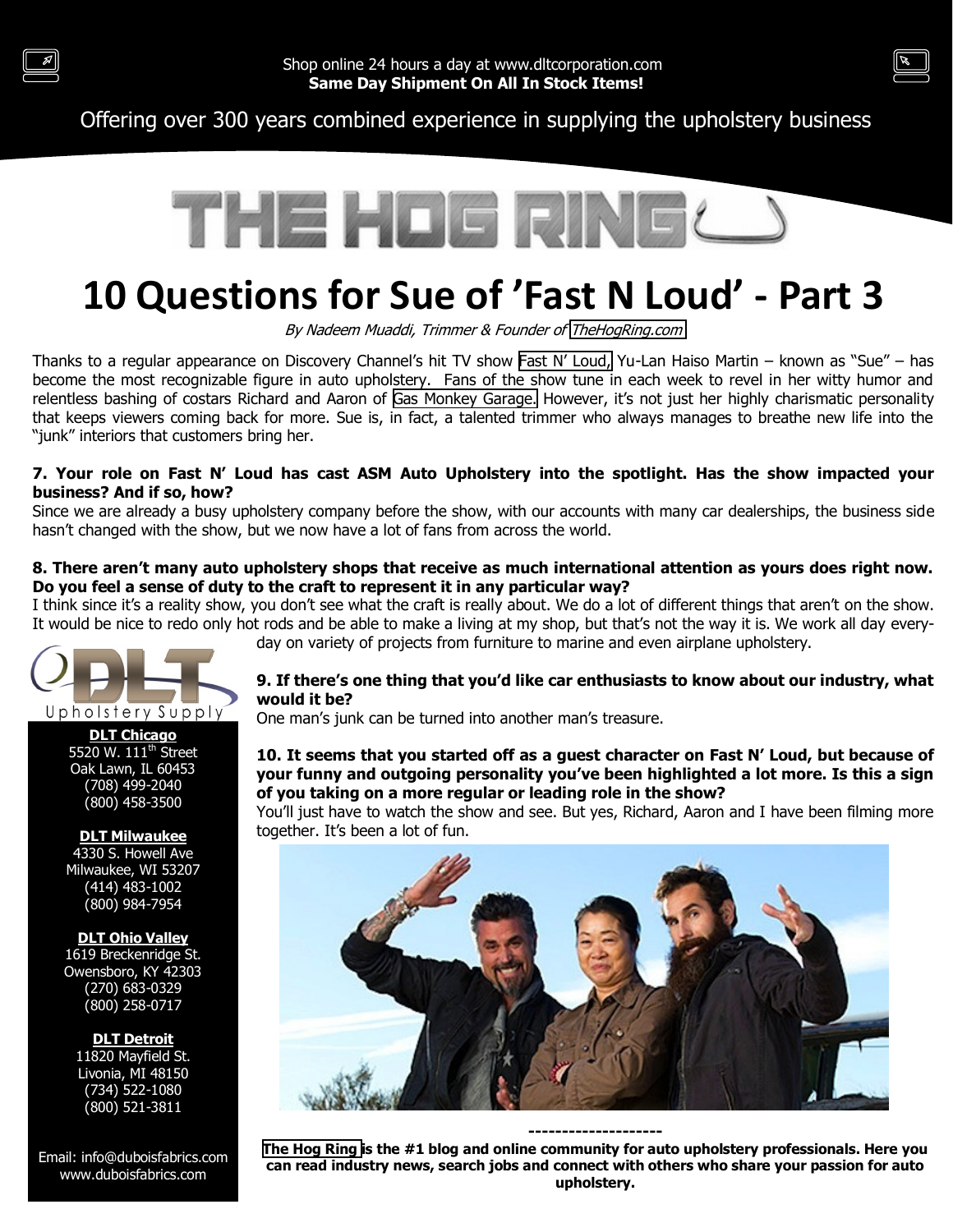Shop online 24 hours a day at www.dltcorporation.com
**Same Day Shipment On All In Stock Items!**

Offering over 300 years combined experience in supplying the upholstery business

THE HOG RING

# 10 Questions for Sue of 'Fast N Loud' - Part 3

*By Nadeem Muaddi, Trimmer & Founder of TheHogRing.com*

Thanks to a regular appearance on Discovery Channel's hit TV show Fast N' Loud, Yu-Lan Haiso Martin – known as "Sue" – has become the most recognizable figure in auto upholstery. Fans of the show tune in each week to revel in her witty humor and relentless bashing of costars Richard and Aaron of Gas Monkey Garage. However, it's not just her highly charismatic personality that keeps viewers coming back for more. Sue is, in fact, a talented trimmer who always manages to breathe new life into the "junk" interiors that customers bring her.

**7. Your role on Fast N' Loud has cast ASM Auto Upholstery into the spotlight. Has the show impacted your business? And if so, how?**

Since we are already a busy upholstery company before the show, with our accounts with many car dealerships, the business side hasn't changed with the show, but we now have a lot of fans from across the world.

**8. There aren't many auto upholstery shops that receive as much international attention as yours does right now. Do you feel a sense of duty to the craft to represent it in any particular way?**

I think since it's a reality show, you don't see what the craft is really about. We do a lot of different things that aren't on the show. It would be nice to redo only hot rods and be able to make a living at my shop, but that's not the way it is. We work all day every-day on variety of projects from furniture to marine and even airplane upholstery.

**9. If there's one thing that you'd like car enthusiasts to know about our industry, what would it be?**

One man's junk can be turned into another man's treasure.

**10. It seems that you started off as a guest character on Fast N' Loud, but because of your funny and outgoing personality you've been highlighted a lot more. Is this a sign of you taking on a more regular or leading role in the show?**

You'll just have to watch the show and see. But yes, Richard, Aaron and I have been filming more together. It's been a lot of fun.

--------------------

**The Hog Ring is the #1 blog and online community for auto upholstery professionals. Here you can read industry news, search jobs and connect with others who share your passion for auto upholstery.**

DLT Upholstery Supply

**DLT Chicago**
5520 W. 111th Street
Oak Lawn, IL 60453
(708) 499-2040
(800) 458-3500

**DLT Milwaukee**
4330 S. Howell Ave
Milwaukee, WI 53207
(414) 483-1002
(800) 984-7954

**DLT Ohio Valley**
1619 Breckenridge St.
Owensboro, KY 42303
(270) 683-0329
(800) 258-0717

**DLT Detroit**
11820 Mayfield St.
Livonia, MI 48150
(734) 522-1080
(800) 521-3811

Email: info@duboisfabrics.com
www.duboisfabrics.com